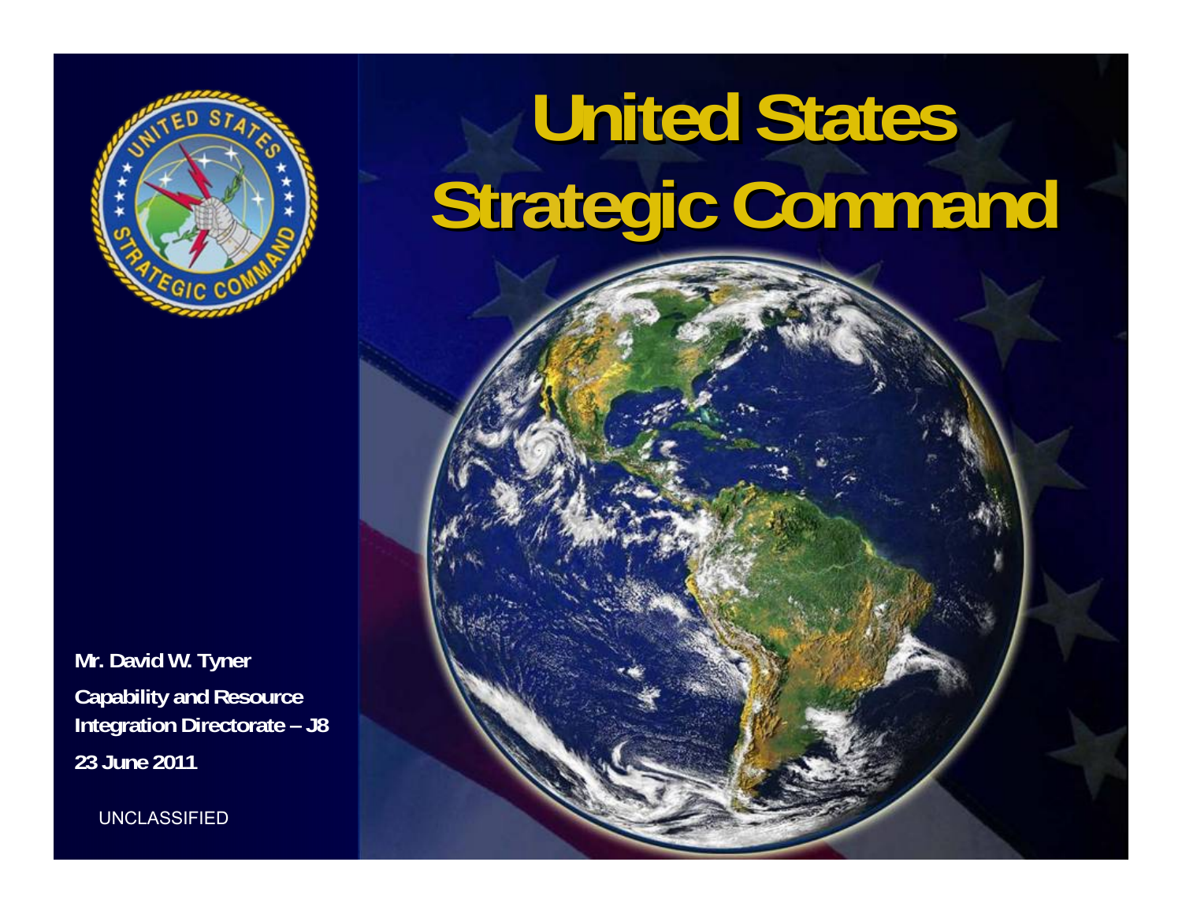# United States Strategic Command

**Mr. David W. Tyner**

**Capability and Resource Integration Directorate – J8**

**23 June 2011**

UNCLASSIFIED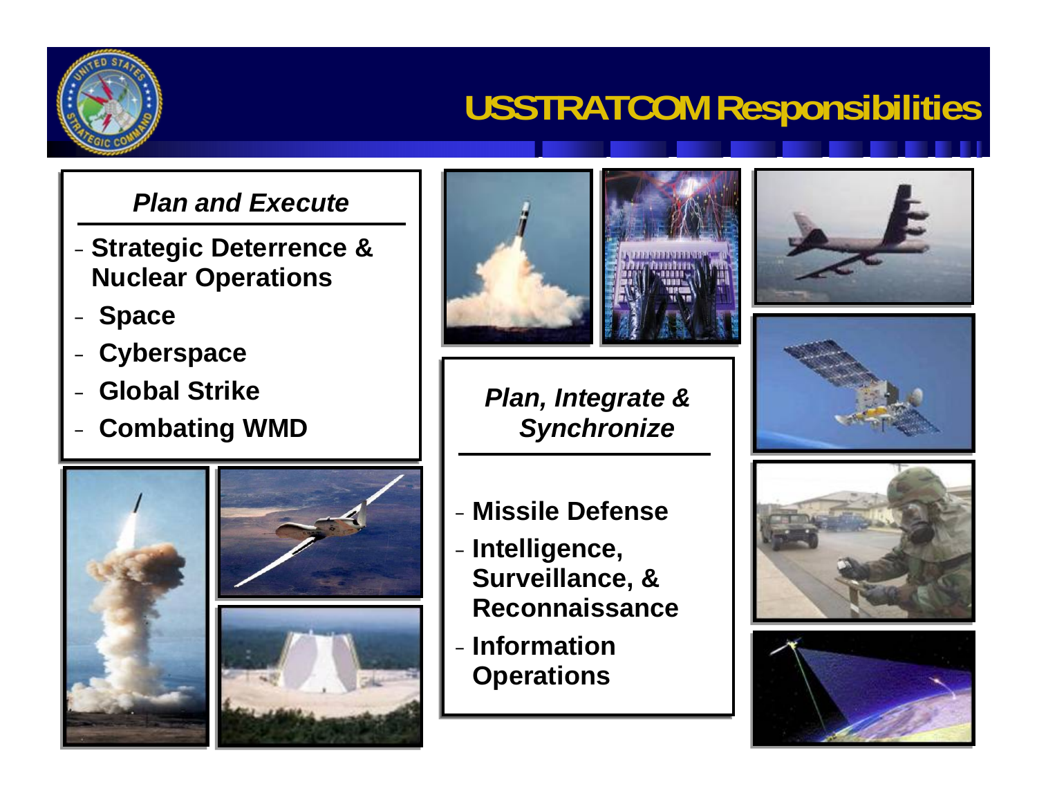# USSTRATCOM Responsibilities

### *Plan and Execute*

- Strategic Deterrence & Nuclear Operations
- Space
- Cyberspace
- Global Strike
- Combating WMD

### *Plan, Integrate & Synchronize*

- Missile Defense
- Intelligence, Surveillance, & Reconnaissance
- Information Operations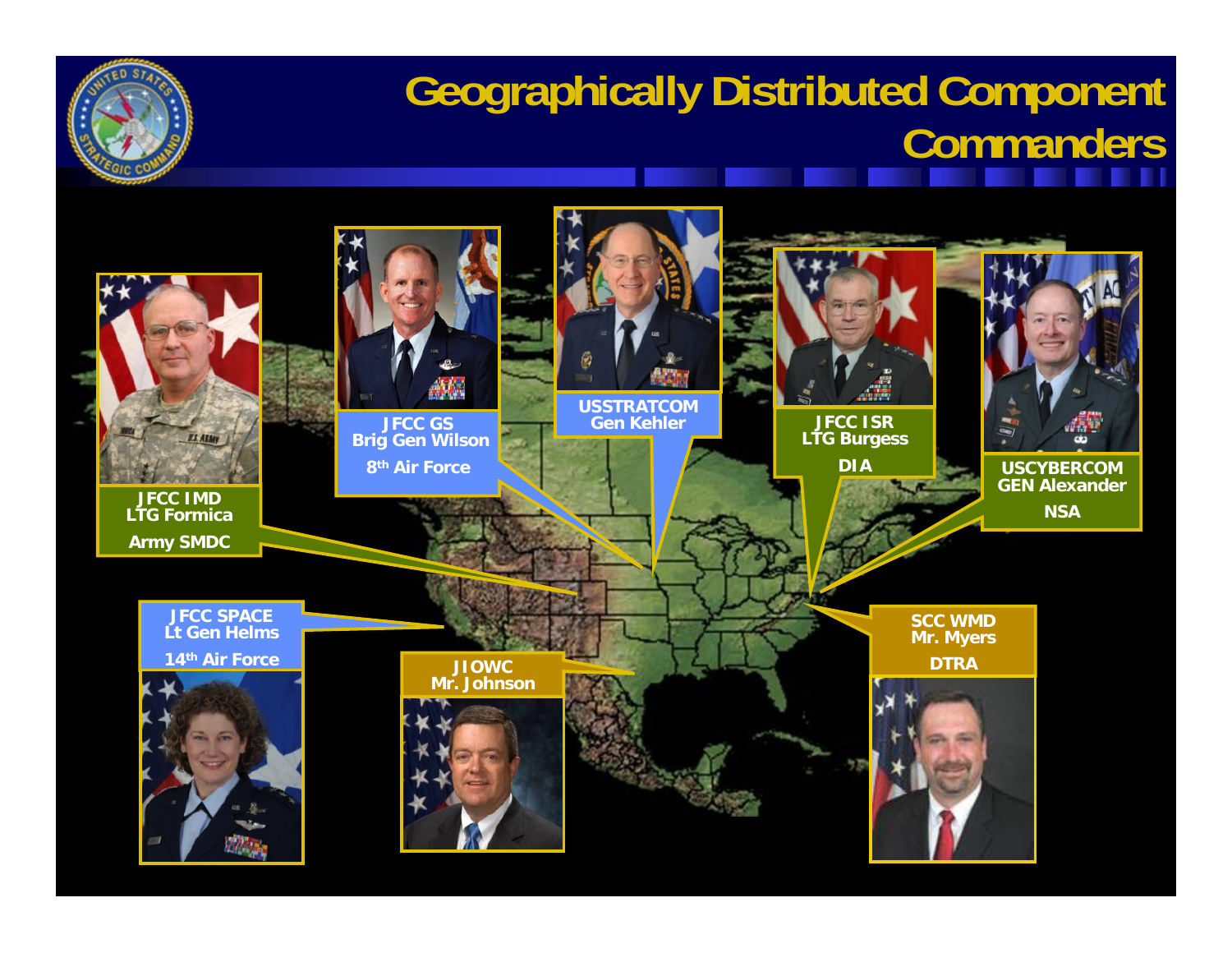# Geographically Distributed Component Commanders

**JFCC IMD**
LTG Formica
Army SMDC

**JFCC GS**
Brig Gen Wilson
8th Air Force

**USSTRATCOM**
Gen Kehler

**JFCC ISR**
LTG Burgess
DIA

**USCYBERCOM**
GEN Alexander
NSA

**JFCC SPACE**
Lt Gen Helms
14th Air Force

**JIOWC**
Mr. Johnson

**SCC WMD**
Mr. Myers
DTRA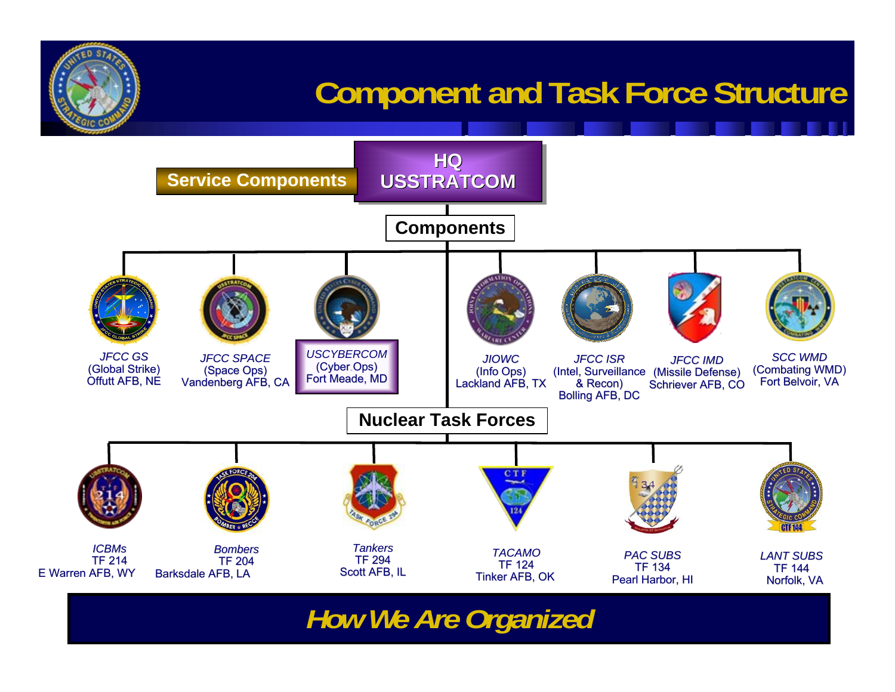# Component and Task Force Structure

**HQ USSTRATCOM**

**Service Components**

## Components

- *JFCC GS* (Global Strike) Offutt AFB, NE
- *JFCC SPACE* (Space Ops) Vandenberg AFB, CA
- *USCYBERCOM* (Cyber Ops) Fort Meade, MD
- *JIOWC* (Info Ops) Lackland AFB, TX
- *JFCC ISR* (Intel, Surveillance & Recon) Bolling AFB, DC
- *JFCC IMD* (Missile Defense) Schriever AFB, CO
- *SCC WMD* (Combating WMD) Fort Belvoir, VA

## Nuclear Task Forces

- *ICBMs* TF 214 E Warren AFB, WY
- *Bombers* TF 204 Barksdale AFB, LA
- *Tankers* TF 294 Scott AFB, IL
- *TACAMO* TF 124 Tinker AFB, OK
- *PAC SUBS* TF 134 Pearl Harbor, HI
- *LANT SUBS* TF 144 Norfolk, VA

***How We Are Organized***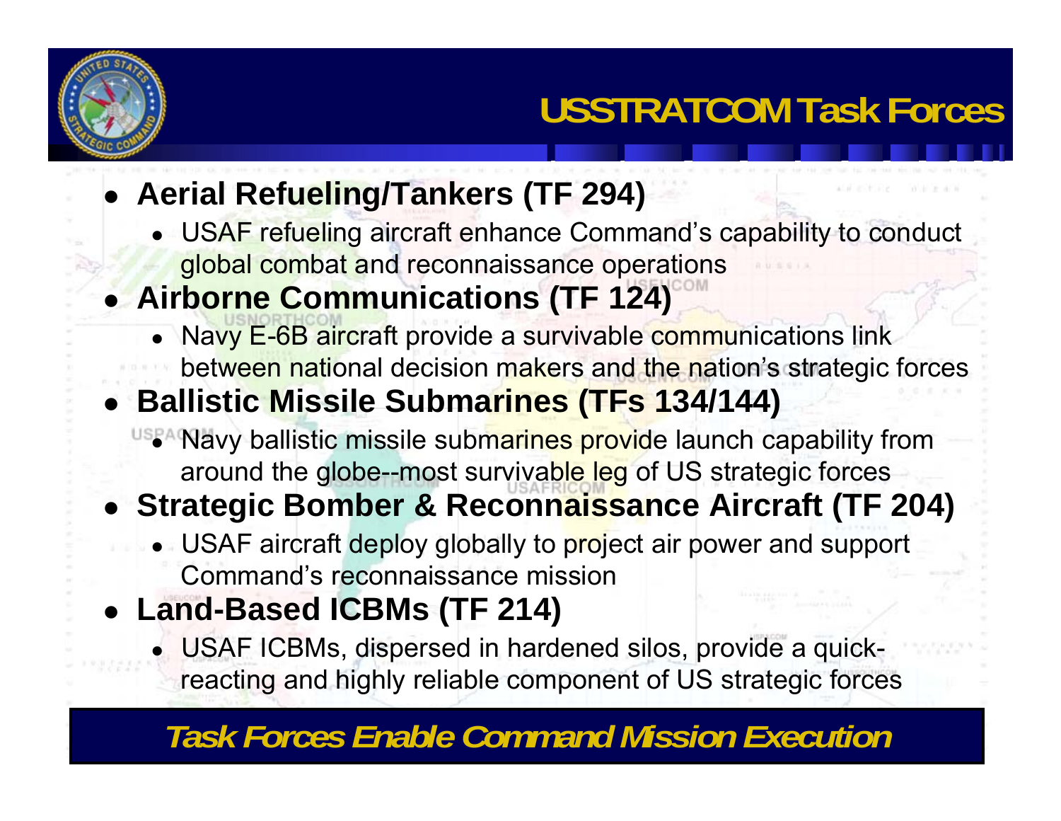# USSTRATCOM Task Forces

- **Aerial Refueling/Tankers (TF 294)**
  - USAF refueling aircraft enhance Command's capability to conduct global combat and reconnaissance operations
- **Airborne Communications (TF 124)**
  - Navy E-6B aircraft provide a survivable communications link between national decision makers and the nation's strategic forces
- **Ballistic Missile Submarines (TFs 134/144)**
  - Navy ballistic missile submarines provide launch capability from around the globe--most survivable leg of US strategic forces
- **Strategic Bomber & Reconnaissance Aircraft (TF 204)**
  - USAF aircraft deploy globally to project air power and support Command's reconnaissance mission
- **Land-Based ICBMs (TF 214)**
  - USAF ICBMs, dispersed in hardened silos, provide a quick-reacting and highly reliable component of US strategic forces

***Task Forces Enable Command Mission Execution***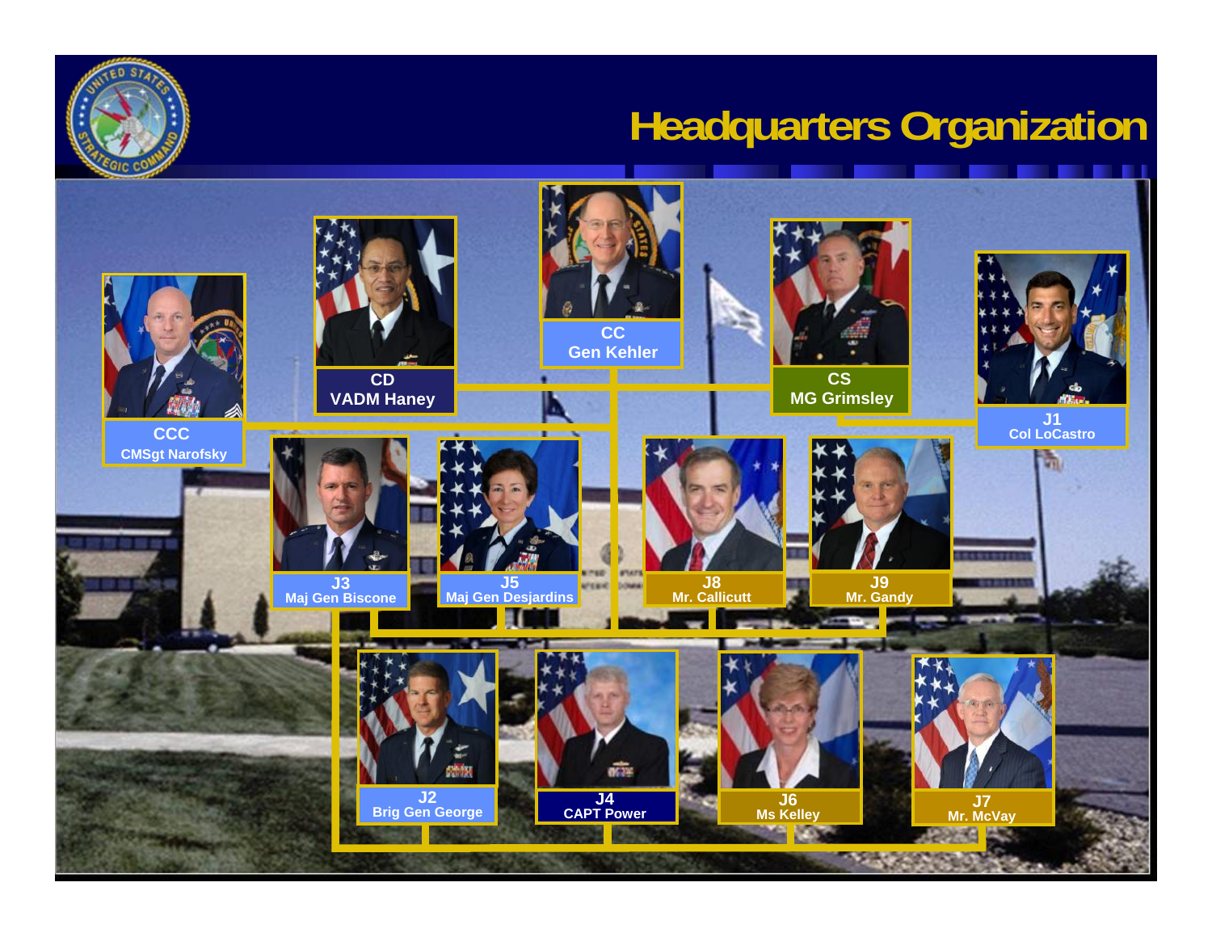# Headquarters Organization

- CC — Gen Kehler
- CD — VADM Haney
- CS — MG Grimsley
- CCC — CMSgt Narofsky
- J1 — Col LoCastro
- J3 — Maj Gen Biscone
- J5 — Maj Gen Desjardins
- J8 — Mr. Callicutt
- J9 — Mr. Gandy
- J2 — Brig Gen George
- J4 — CAPT Power
- J6 — Ms Kelley
- J7 — Mr. McVay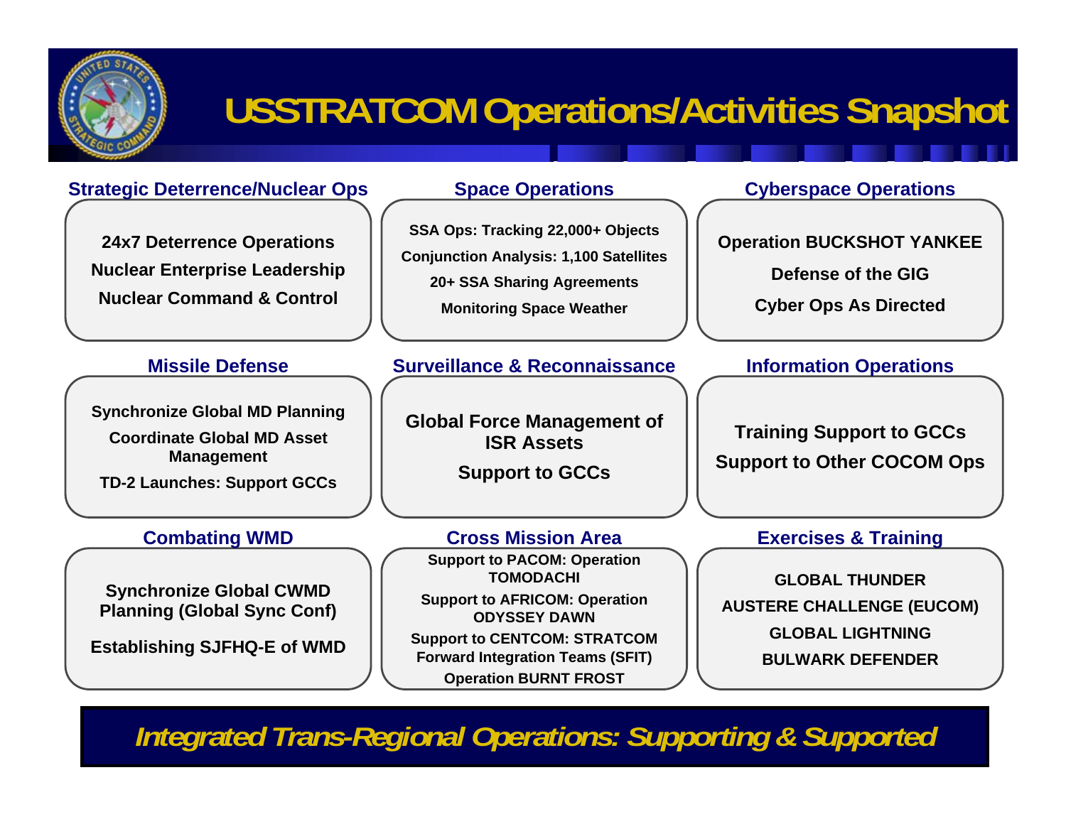# USSTRATCOM Operations/Activities Snapshot

### Strategic Deterrence/Nuclear Ops

- 24x7 Deterrence Operations
- Nuclear Enterprise Leadership
- Nuclear Command & Control

### Space Operations

- SSA Ops: Tracking 22,000+ Objects
- Conjunction Analysis: 1,100 Satellites
- 20+ SSA Sharing Agreements
- Monitoring Space Weather

### Cyberspace Operations

- Operation BUCKSHOT YANKEE
- Defense of the GIG
- Cyber Ops As Directed

### Missile Defense

- Synchronize Global MD Planning
- Coordinate Global MD Asset Management
- TD-2 Launches: Support GCCs

### Surveillance & Reconnaissance

- Global Force Management of ISR Assets
- Support to GCCs

### Information Operations

- Training Support to GCCs
- Support to Other COCOM Ops

### Combating WMD

- Synchronize Global CWMD Planning (Global Sync Conf)
- Establishing SJFHQ-E of WMD

### Cross Mission Area

- Support to PACOM: Operation TOMODACHI
- Support to AFRICOM: Operation ODYSSEY DAWN
- Support to CENTCOM: STRATCOM Forward Integration Teams (SFIT)
- Operation BURNT FROST

### Exercises & Training

- GLOBAL THUNDER
- AUSTERE CHALLENGE (EUCOM)
- GLOBAL LIGHTNING
- BULWARK DEFENDER

***Integrated Trans-Regional Operations: Supporting & Supported***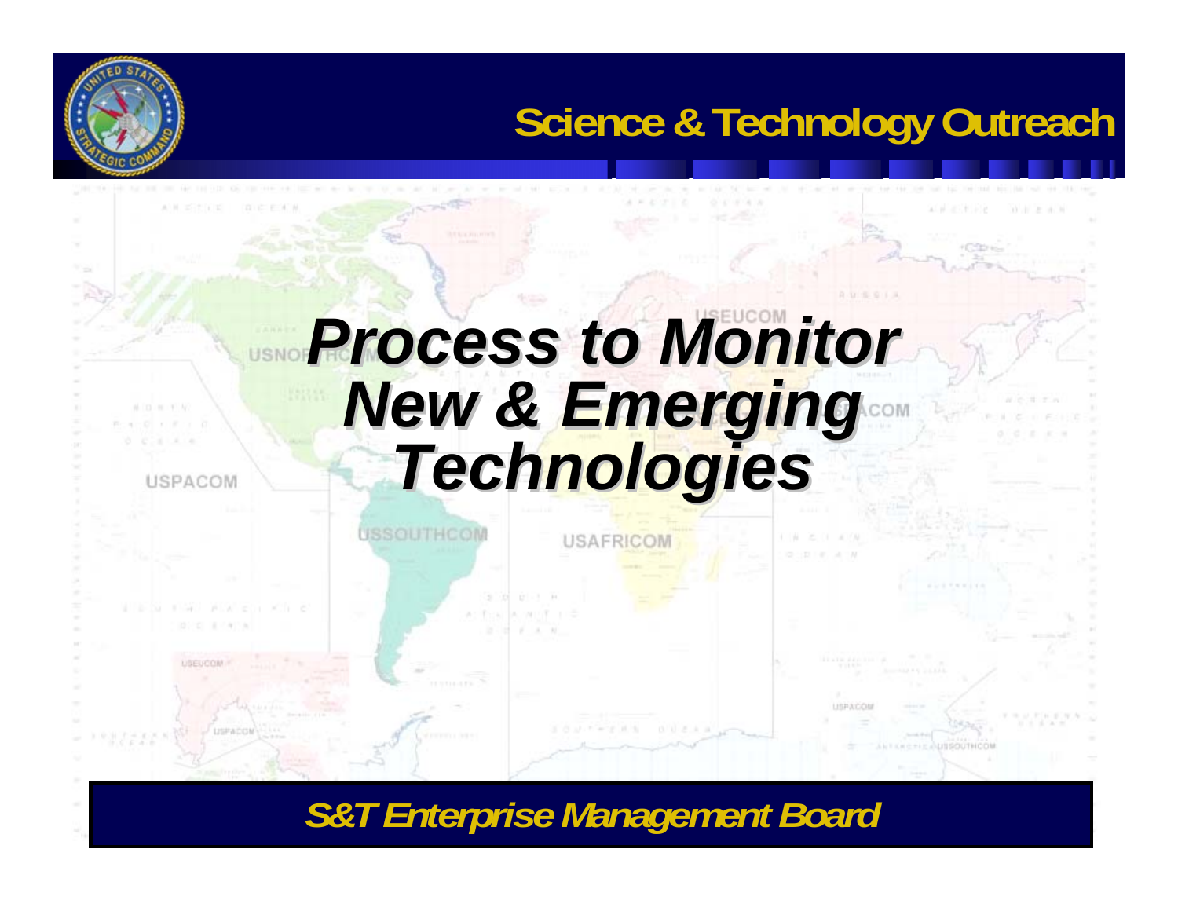# Process to Monitor New & Emerging Technologies

*S&T Enterprise Management Board*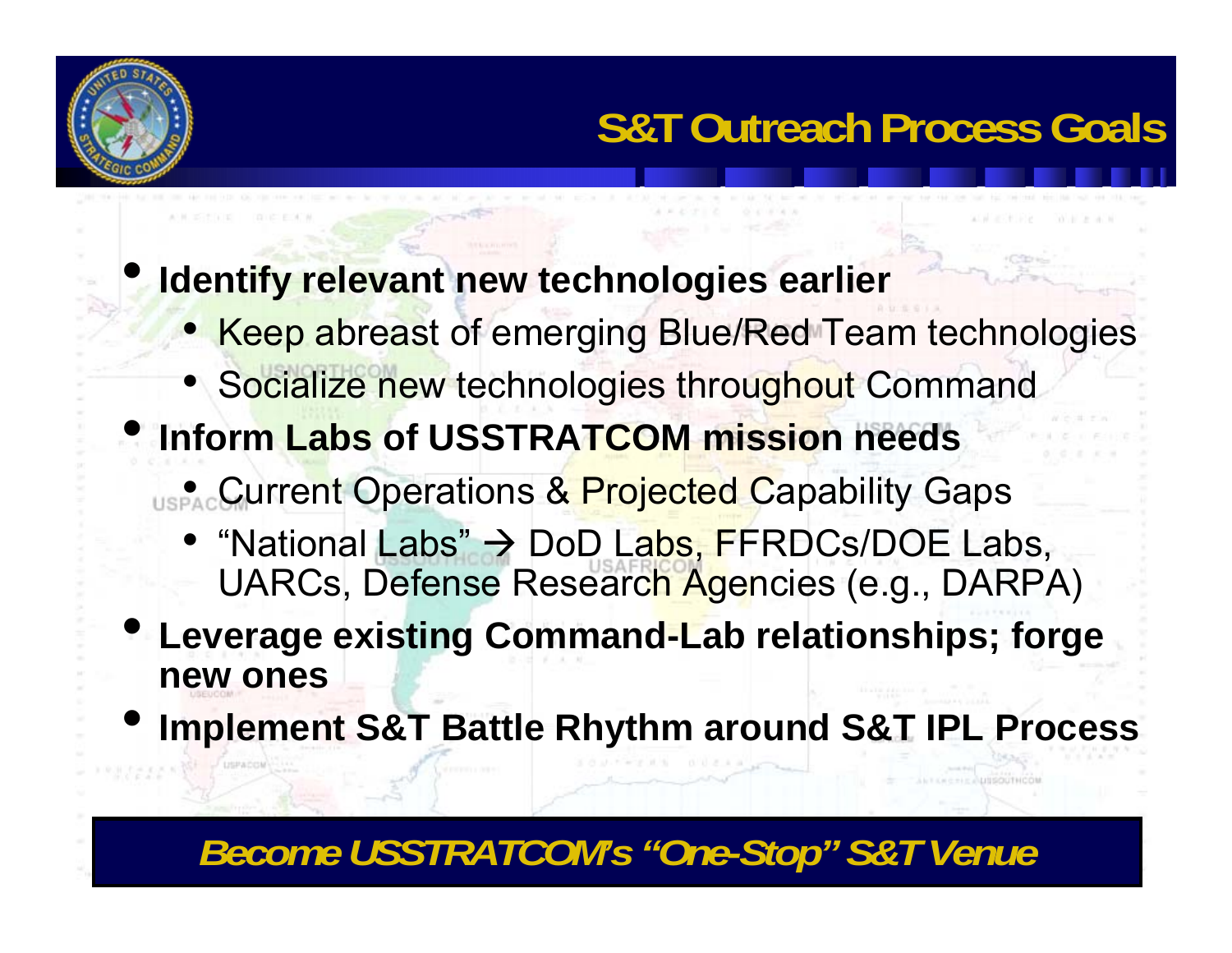# S&T Outreach Process Goals

- **Identify relevant new technologies earlier**
  - Keep abreast of emerging Blue/Red Team technologies
  - Socialize new technologies throughout Command
- **Inform Labs of USSTRATCOM mission needs**
  - Current Operations & Projected Capability Gaps
  - "National Labs" → DoD Labs, FFRDCs/DOE Labs, UARCs, Defense Research Agencies (e.g., DARPA)
- **Leverage existing Command-Lab relationships; forge new ones**
- **Implement S&T Battle Rhythm around S&T IPL Process**

***Become USSTRATCOM's "One-Stop" S&T Venue***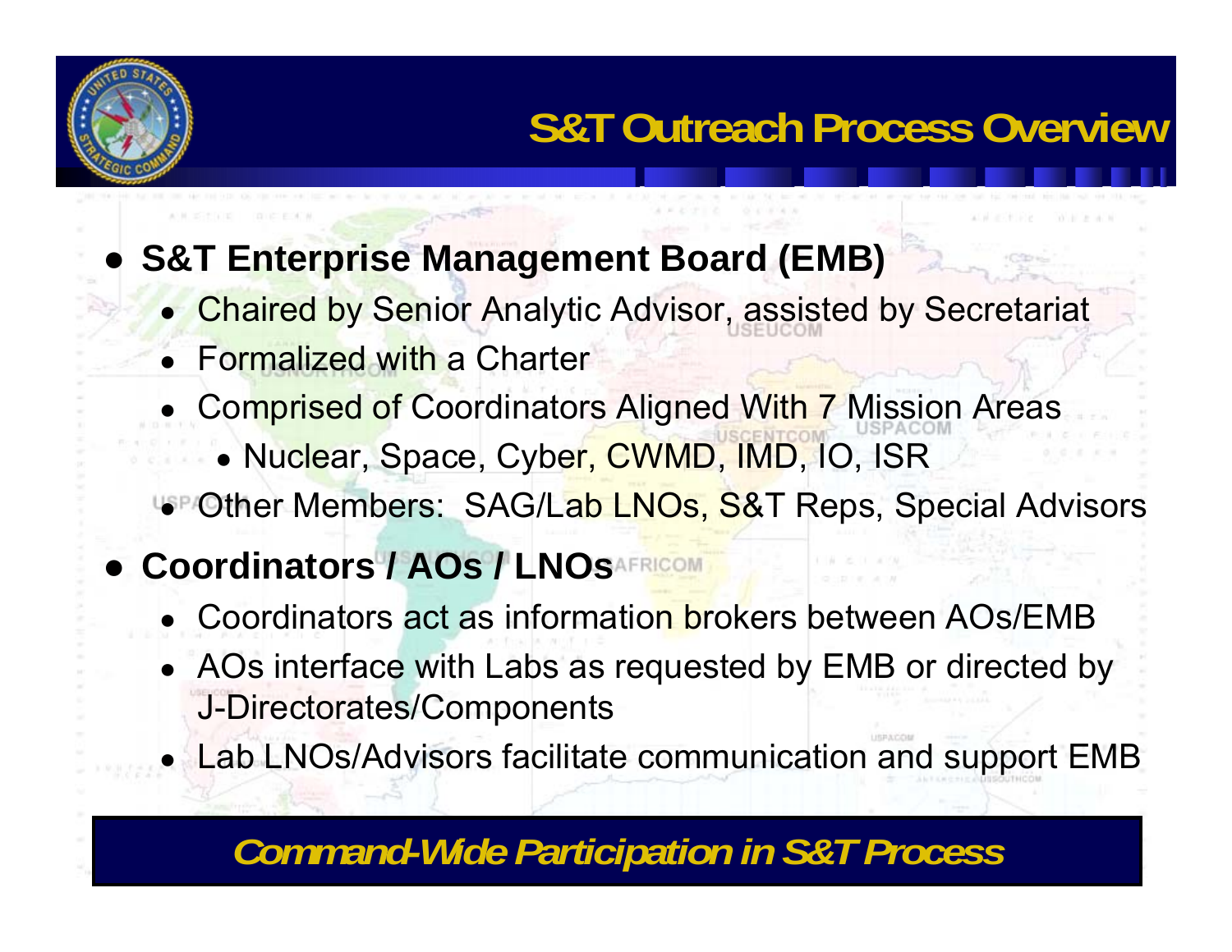# S&T Outreach Process Overview

- **S&T Enterprise Management Board (EMB)**
  - Chaired by Senior Analytic Advisor, assisted by Secretariat
  - Formalized with a Charter
  - Comprised of Coordinators Aligned With 7 Mission Areas
    - Nuclear, Space, Cyber, CWMD, IMD, IO, ISR
  - Other Members: SAG/Lab LNOs, S&T Reps, Special Advisors
- **Coordinators / AOs / LNOs**
  - Coordinators act as information brokers between AOs/EMB
  - AOs interface with Labs as requested by EMB or directed by J-Directorates/Components
  - Lab LNOs/Advisors facilitate communication and support EMB

***Command-Wide Participation in S&T Process***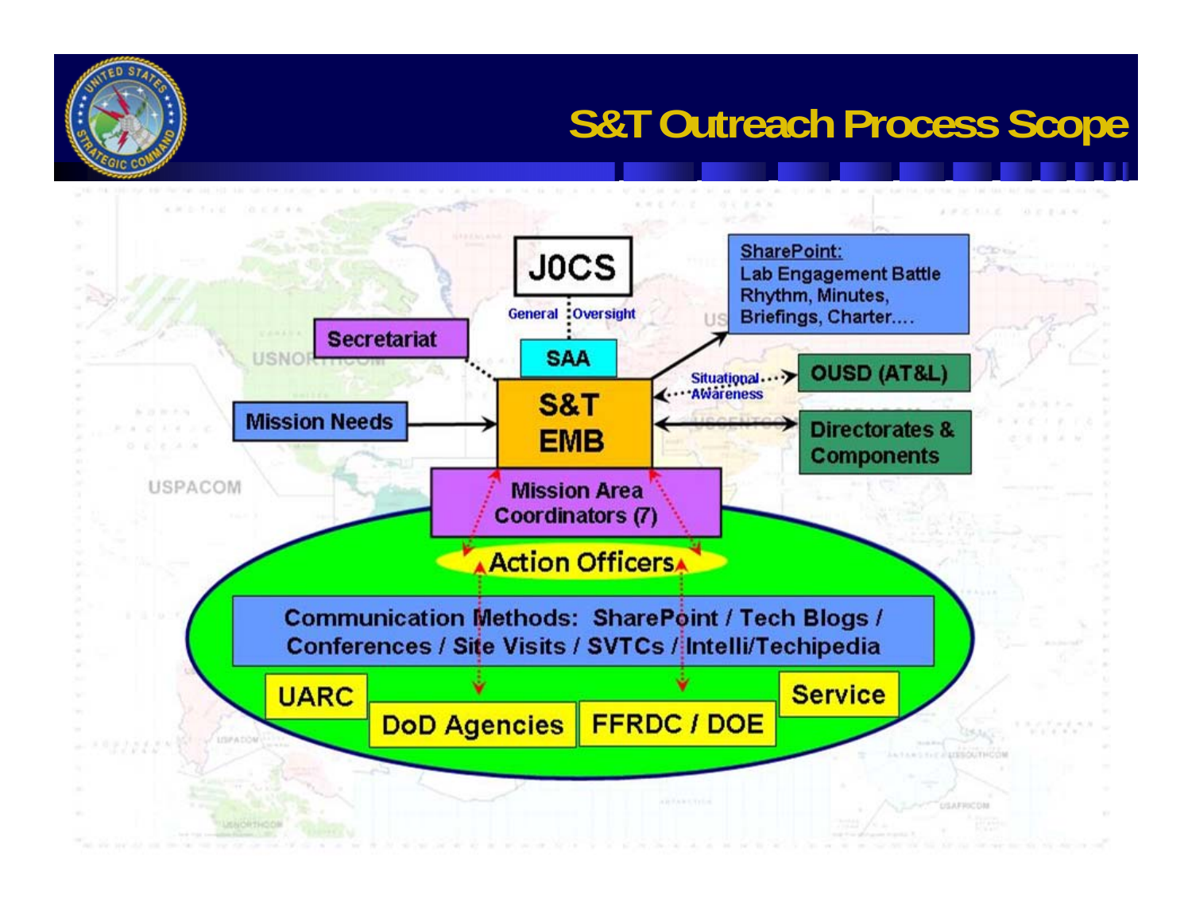# S&T Outreach Process Scope

- JOCS
- General Oversight
- SAA
- Secretariat
- SharePoint: Lab Engagement Battle Rhythm, Minutes, Briefings, Charter….
- Mission Needs
- S&T EMB
- Situational Awareness
- OUSD (AT&L)
- Directorates & Components
- Mission Area Coordinators (7)
- Action Officers
- Communication Methods: SharePoint / Tech Blogs / Conferences / Site Visits / SVTCs / Intelli/Techipedia
- UARC
- DoD Agencies
- FFRDC / DOE
- Service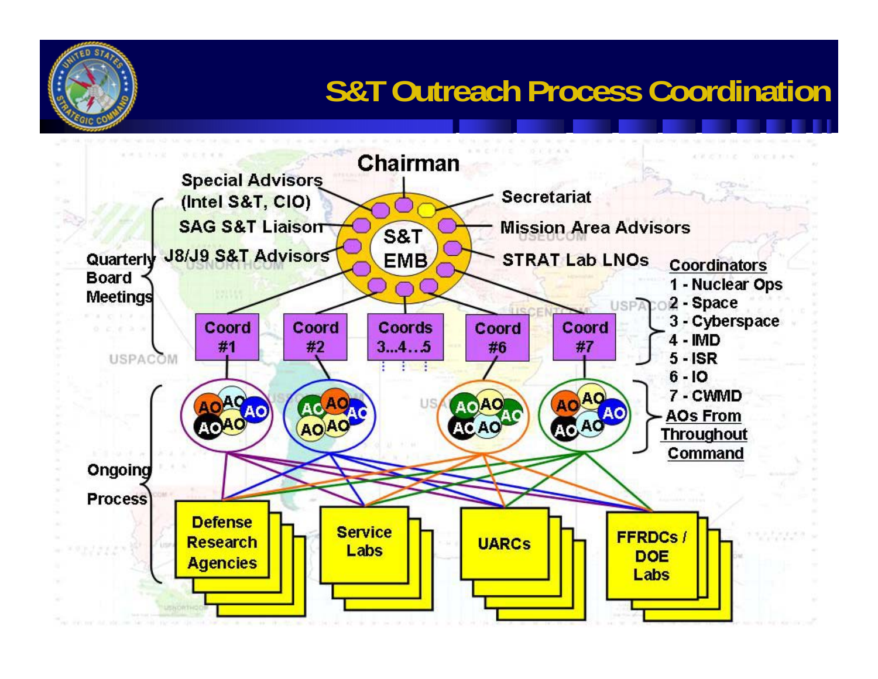# S&T Outreach Process Coordination

Chairman

Special Advisors (Intel S&T, CIO)

SAG S&T Liaison

J8/J9 S&T Advisors

Secretariat

Mission Area Advisors

STRAT Lab LNOs

S&T EMB

Quarterly Board Meetings

Coord #1

Coord #2

Coords 3…4…5

Coord #6

Coord #7

Coordinators
1 - Nuclear Ops
2 - Space
3 - Cyberspace
4 - IMD
5 - ISR
6 - IO
7 - CWMD

AOs From Throughout Command

Ongoing Process

Defense Research Agencies

Service Labs

UARCs

FFRDCs / DOE Labs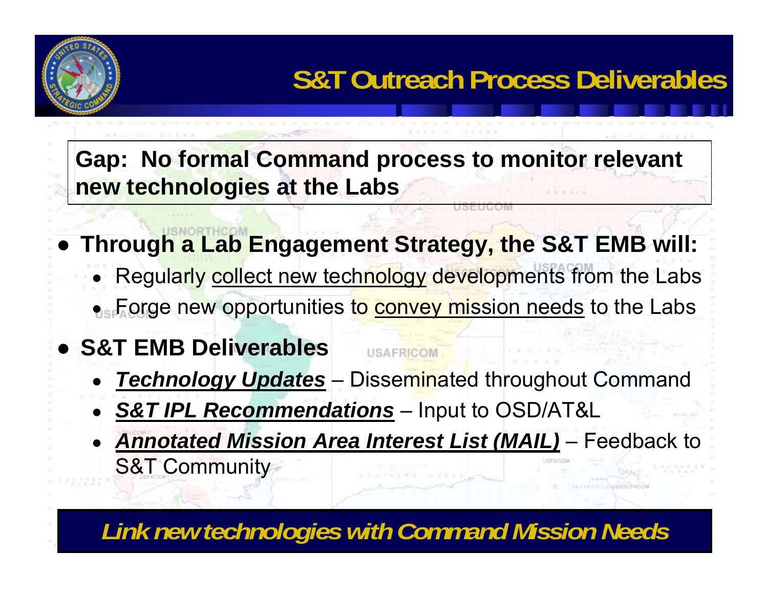# S&T Outreach Process Deliverables

**Gap: No formal Command process to monitor relevant new technologies at the Labs**

- **Through a Lab Engagement Strategy, the S&T EMB will:**
  - Regularly <u>collect new technology</u> developments from the Labs
  - Forge new opportunities to <u>convey mission needs</u> to the Labs
- **S&T EMB Deliverables**
  - <u>***Technology Updates***</u> – Disseminated throughout Command
  - <u>***S&T IPL Recommendations***</u> – Input to OSD/AT&L
  - <u>***Annotated Mission Area Interest List (MAIL)***</u> – Feedback to S&T Community

***Link new technologies with Command Mission Needs***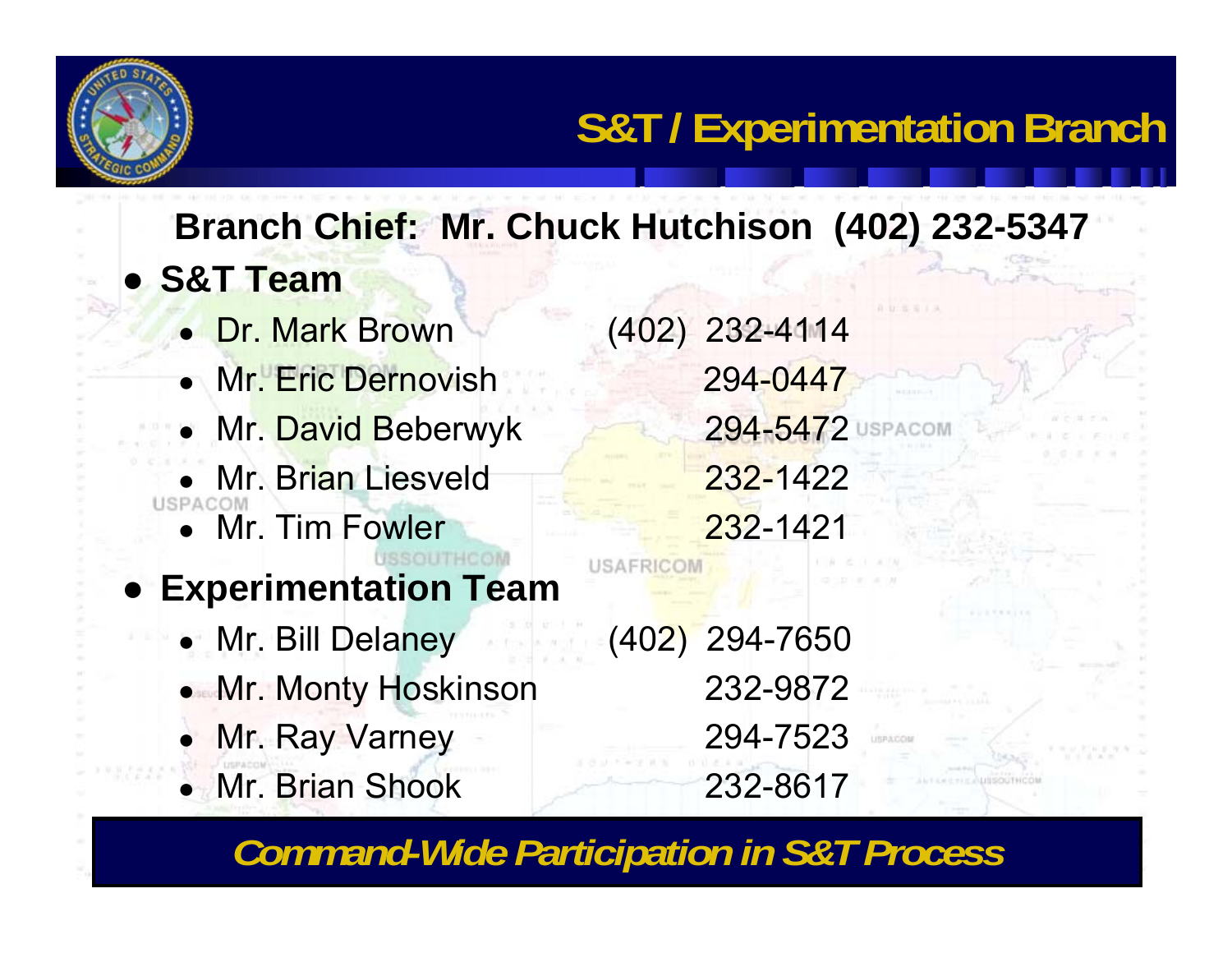# S&T / Experimentation Branch

**Branch Chief: Mr. Chuck Hutchison (402) 232-5347**

- **S&T Team**
  - Dr. Mark Brown (402) 232-4114
  - Mr. Eric Dernovish 294-0447
  - Mr. David Beberwyk 294-5472
  - Mr. Brian Liesveld 232-1422
  - Mr. Tim Fowler 232-1421
- **Experimentation Team**
  - Mr. Bill Delaney (402) 294-7650
  - Mr. Monty Hoskinson 232-9872
  - Mr. Ray Varney 294-7523
  - Mr. Brian Shook 232-8617

***Command-Wide Participation in S&T Process***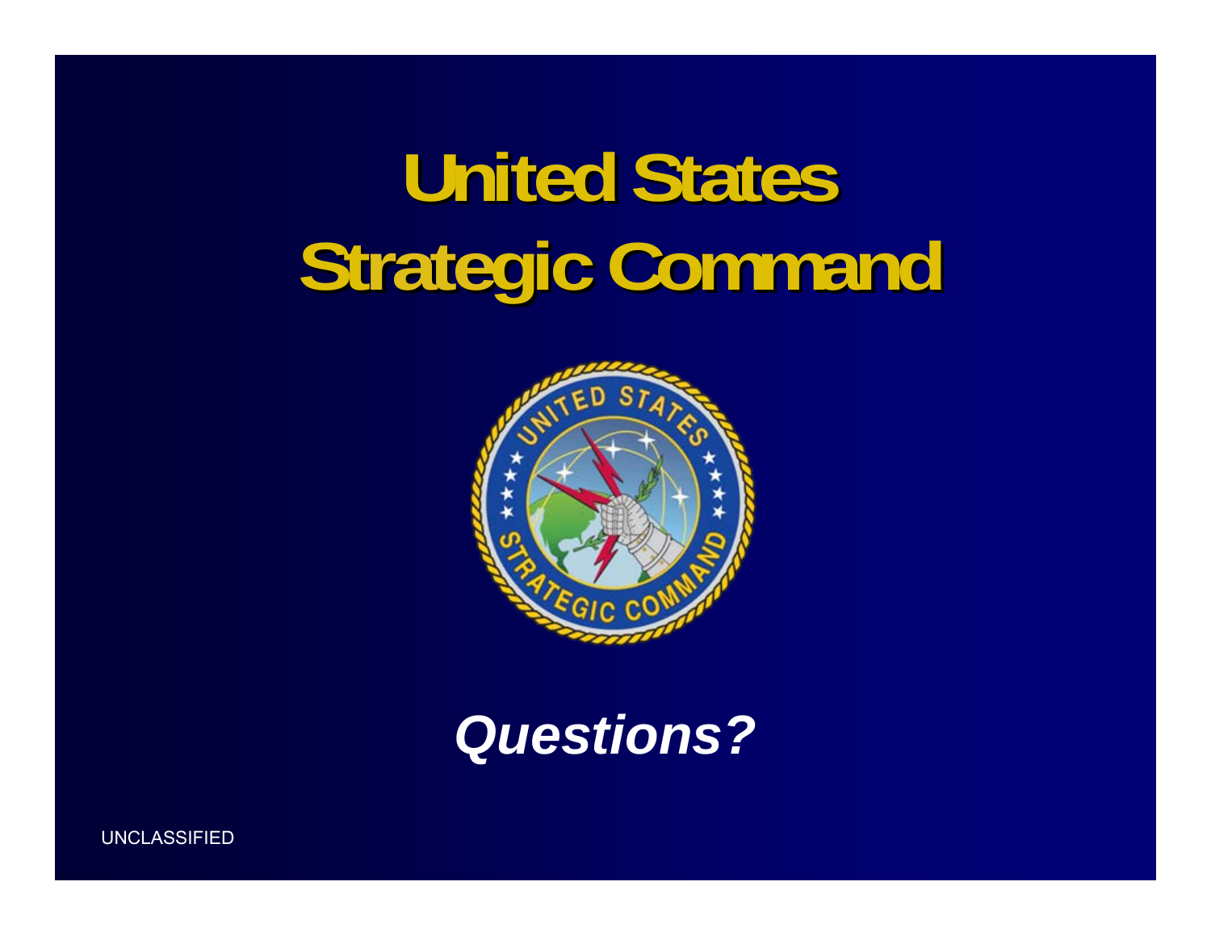# United States Strategic Command

***Questions?***

UNCLASSIFIED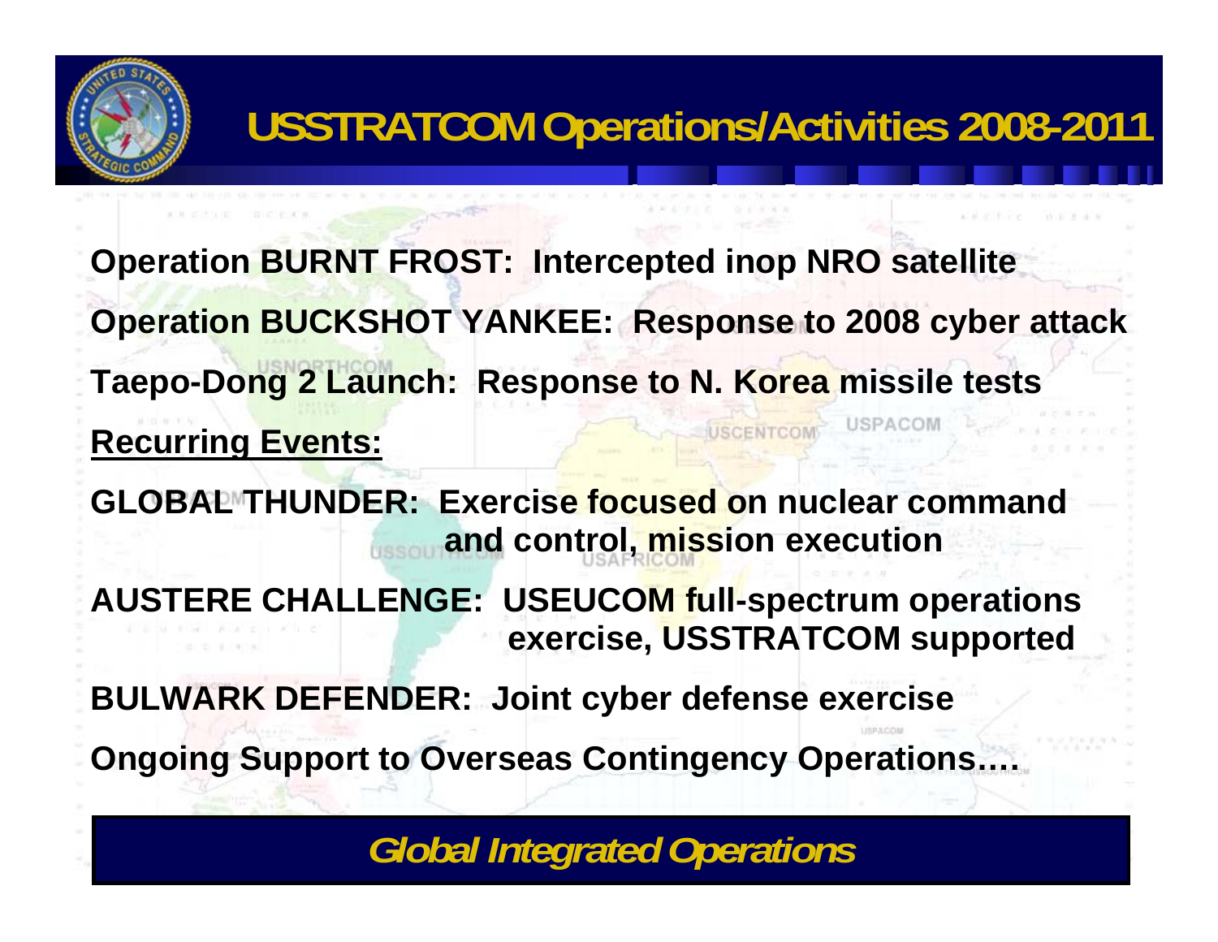# USSTRATCOM Operations/Activities 2008-2011

**Operation BURNT FROST: Intercepted inop NRO satellite**

**Operation BUCKSHOT YANKEE: Response to 2008 cyber attack**

**Taepo-Dong 2 Launch: Response to N. Korea missile tests**

**Recurring Events:**

**GLOBAL THUNDER: Exercise focused on nuclear command and control, mission execution**

**AUSTERE CHALLENGE: USEUCOM full-spectrum operations exercise, USSTRATCOM supported**

**BULWARK DEFENDER: Joint cyber defense exercise**

**Ongoing Support to Overseas Contingency Operations….**

***Global Integrated Operations***